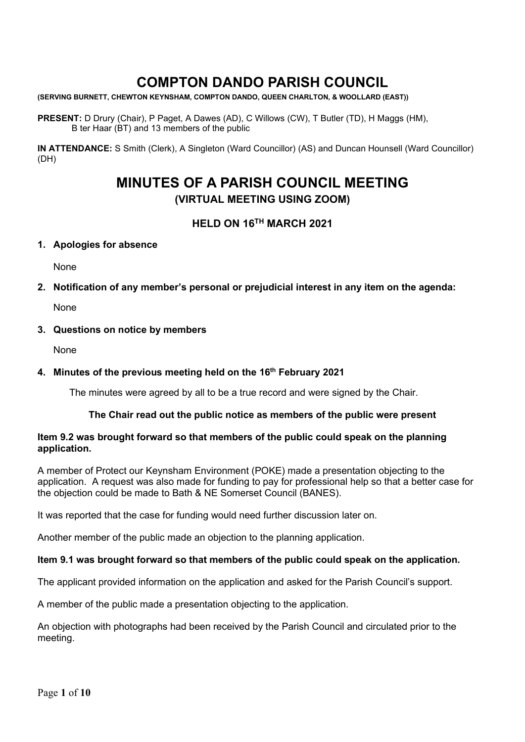# COMPTON DANDO PARISH COUNCIL

**(SERVING BURNETT, CHEWTON KEYNSHAM, COMPTON DANDO, QUEEN CHARLTON, & WOOLLARD (EAST))**

**PRESENT:** D Drury (Chair), P Paget, A Dawes (AD), C Willows (CW), T Butler (TD), H Maggs (HM), B ter Haar (BT) and 13 members of the public

**IN ATTENDANCE:** S Smith (Clerk), A Singleton (Ward Councillor) (AS) and Duncan Hounsell (Ward Councillor) (DH)

# MINUTES OF A PARISH COUNCIL MEETING

## (VIRTUAL MEETING USING ZOOM)

### HELD ON 16TH MARCH 2021

**1. Apologies for absence**

None

**2. Notification of any member's personal or prejudicial interest in any item on the agenda:**

None

**3. Questions on notice by members**

None

**4. Minutes of the previous meeting held on the 16th February 2021**

The minutes were agreed by all to be a true record and were signed by the Chair.

**The Chair read out the public notice as members of the public were present**

**Item 9.2 was brought forward so that members of the public could speak on the planning application.**

A member of Protect our Keynsham Environment (POKE) made a presentation objecting to the application. A request was also made for funding to pay for professional help so that a better case for the objection could be made to Bath & NE Somerset Council (BANES).

It was reported that the case for funding would need further discussion later on.

Another member of the public made an objection to the planning application.

**Item 9.1 was brought forward so that members of the public could speak on the application.**

The applicant provided information on the application and asked for the Parish Council's support.

A member of the public made a presentation objecting to the application.

An objection with photographs had been received by the Parish Council and circulated prior to the meeting.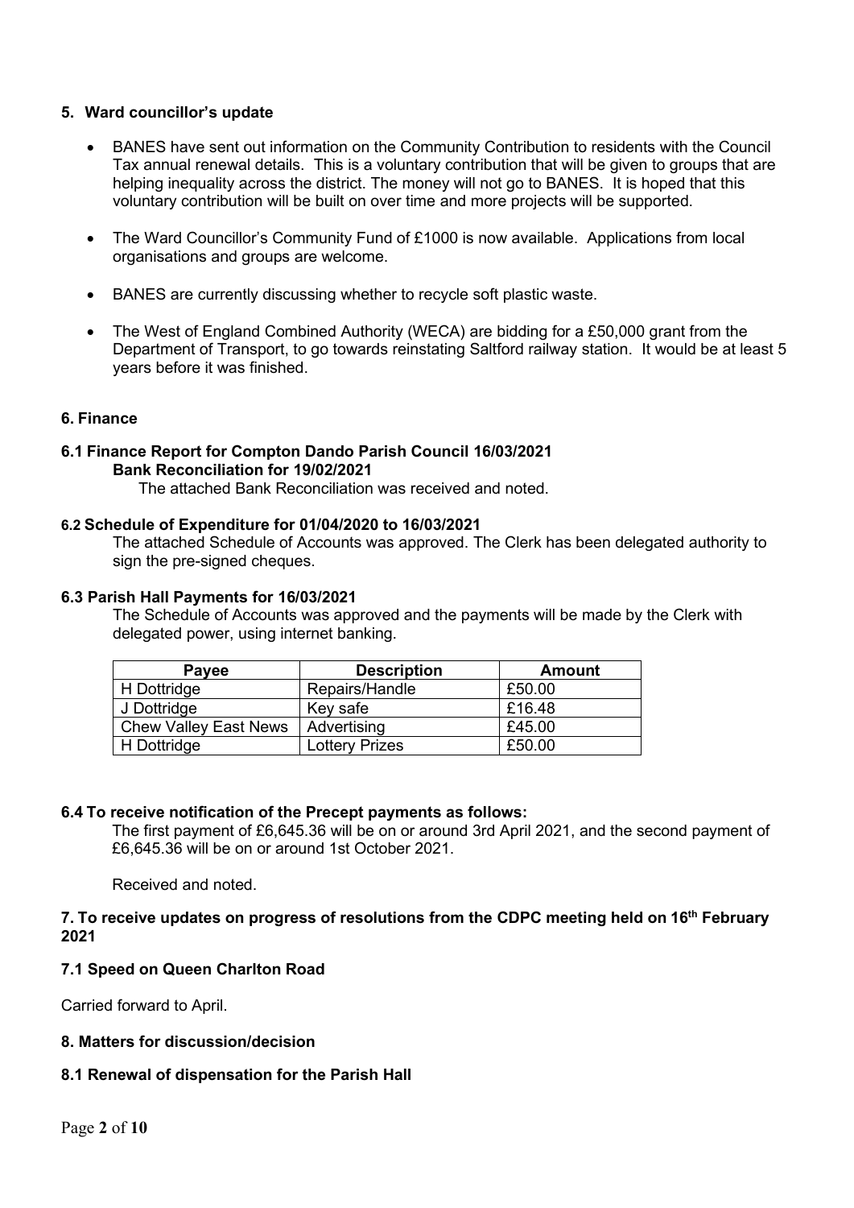## 5. Ward councillor's update

- BANES have sent out information on the Community Contribution to residents with the Council Tax annual renewal details. This is a voluntary contribution that will be given to groups that are helping inequality across the district. The money will not go to BANES. It is hoped that this voluntary contribution will be built on over time and more projects will be supported.
- The Ward Councillor's Community Fund of £1000 is now available. Applications from local organisations and groups are welcome.
- BANES are currently discussing whether to recycle soft plastic waste.
- The West of England Combined Authority (WECA) are bidding for a £50,000 grant from the Department of Transport, to go towards reinstating Saltford railway station. It would be at least 5 years before it was finished.

## 6. Finance

### 6.1 Finance Report for Compton Dando Parish Council 16/03/2021
**Bank Reconciliation for 19/02/2021**

The attached Bank Reconciliation was received and noted.

### 6.2 Schedule of Expenditure for 01/04/2020 to 16/03/2021

The attached Schedule of Accounts was approved. The Clerk has been delegated authority to sign the pre-signed cheques.

### 6.3 Parish Hall Payments for 16/03/2021

The Schedule of Accounts was approved and the payments will be made by the Clerk with delegated power, using internet banking.

| Payee | Description | Amount |
|---|---|---|
| H Dottridge | Repairs/Handle | £50.00 |
| J Dottridge | Key safe | £16.48 |
| Chew Valley East News | Advertising | £45.00 |
| H Dottridge | Lottery Prizes | £50.00 |

### 6.4 To receive notification of the Precept payments as follows:

The first payment of £6,645.36 will be on or around 3rd April 2021, and the second payment of £6,645.36 will be on or around 1st October 2021.

Received and noted.

## 7. To receive updates on progress of resolutions from the CDPC meeting held on 16th February 2021

### 7.1 Speed on Queen Charlton Road

Carried forward to April.

## 8. Matters for discussion/decision

### 8.1 Renewal of dispensation for the Parish Hall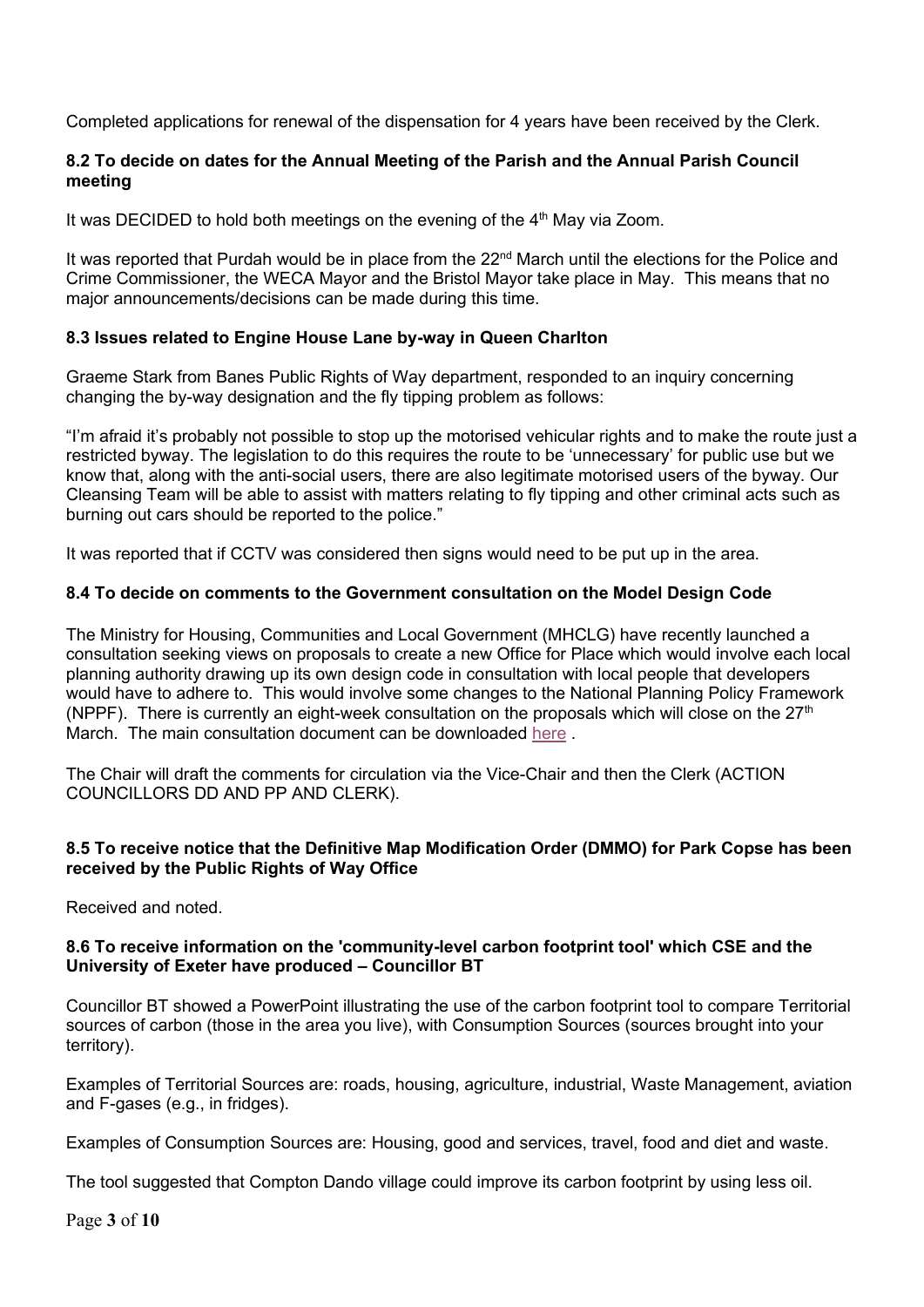Completed applications for renewal of the dispensation for 4 years have been received by the Clerk.

**8.2 To decide on dates for the Annual Meeting of the Parish and the Annual Parish Council meeting**

It was DECIDED to hold both meetings on the evening of the 4th May via Zoom.

It was reported that Purdah would be in place from the 22nd March until the elections for the Police and Crime Commissioner, the WECA Mayor and the Bristol Mayor take place in May. This means that no major announcements/decisions can be made during this time.

**8.3 Issues related to Engine House Lane by-way in Queen Charlton**

Graeme Stark from Banes Public Rights of Way department, responded to an inquiry concerning changing the by-way designation and the fly tipping problem as follows:

"I'm afraid it's probably not possible to stop up the motorised vehicular rights and to make the route just a restricted byway. The legislation to do this requires the route to be 'unnecessary' for public use but we know that, along with the anti-social users, there are also legitimate motorised users of the byway. Our Cleansing Team will be able to assist with matters relating to fly tipping and other criminal acts such as burning out cars should be reported to the police."

It was reported that if CCTV was considered then signs would need to be put up in the area.

**8.4 To decide on comments to the Government consultation on the Model Design Code**

The Ministry for Housing, Communities and Local Government (MHCLG) have recently launched a consultation seeking views on proposals to create a new Office for Place which would involve each local planning authority drawing up its own design code in consultation with local people that developers would have to adhere to. This would involve some changes to the National Planning Policy Framework (NPPF). There is currently an eight-week consultation on the proposals which will close on the 27th March. The main consultation document can be downloaded here .

The Chair will draft the comments for circulation via the Vice-Chair and then the Clerk (ACTION COUNCILLORS DD AND PP AND CLERK).

**8.5 To receive notice that the Definitive Map Modification Order (DMMO) for Park Copse has been received by the Public Rights of Way Office**

Received and noted.

**8.6 To receive information on the 'community-level carbon footprint tool' which CSE and the University of Exeter have produced – Councillor BT**

Councillor BT showed a PowerPoint illustrating the use of the carbon footprint tool to compare Territorial sources of carbon (those in the area you live), with Consumption Sources (sources brought into your territory).

Examples of Territorial Sources are: roads, housing, agriculture, industrial, Waste Management, aviation and F-gases (e.g., in fridges).

Examples of Consumption Sources are: Housing, good and services, travel, food and diet and waste.

The tool suggested that Compton Dando village could improve its carbon footprint by using less oil.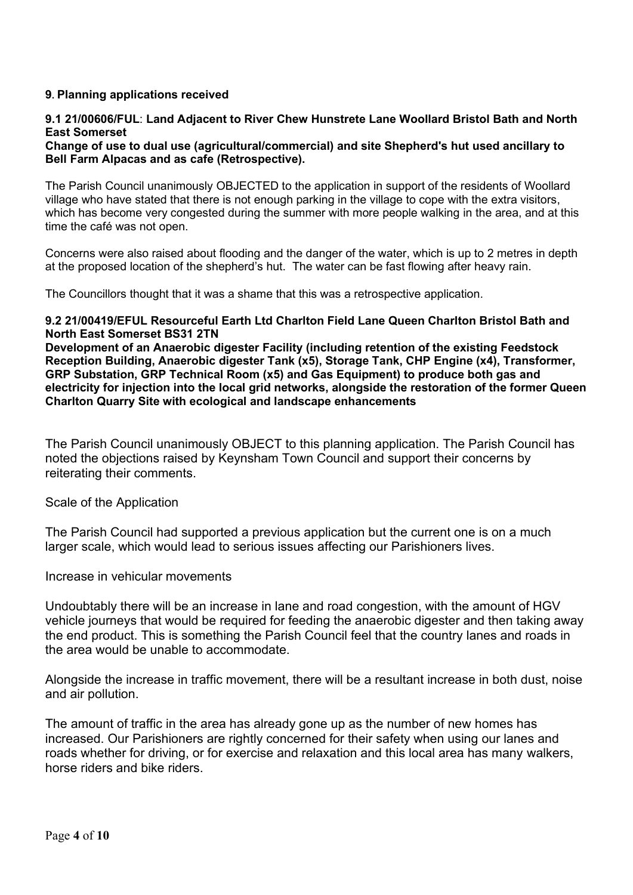## 9. Planning applications received

### 9.1 21/00606/FUL: Land Adjacent to River Chew Hunstrete Lane Woollard Bristol Bath and North East Somerset

**Change of use to dual use (agricultural/commercial) and site Shepherd's hut used ancillary to Bell Farm Alpacas and as cafe (Retrospective).**

The Parish Council unanimously OBJECTED to the application in support of the residents of Woollard village who have stated that there is not enough parking in the village to cope with the extra visitors, which has become very congested during the summer with more people walking in the area, and at this time the café was not open.

Concerns were also raised about flooding and the danger of the water, which is up to 2 metres in depth at the proposed location of the shepherd's hut. The water can be fast flowing after heavy rain.

The Councillors thought that it was a shame that this was a retrospective application.

### 9.2 21/00419/EFUL Resourceful Earth Ltd Charlton Field Lane Queen Charlton Bristol Bath and North East Somerset BS31 2TN

**Development of an Anaerobic digester Facility (including retention of the existing Feedstock Reception Building, Anaerobic digester Tank (x5), Storage Tank, CHP Engine (x4), Transformer, GRP Substation, GRP Technical Room (x5) and Gas Equipment) to produce both gas and electricity for injection into the local grid networks, alongside the restoration of the former Queen Charlton Quarry Site with ecological and landscape enhancements**

The Parish Council unanimously OBJECT to this planning application. The Parish Council has noted the objections raised by Keynsham Town Council and support their concerns by reiterating their comments.

Scale of the Application

The Parish Council had supported a previous application but the current one is on a much larger scale, which would lead to serious issues affecting our Parishioners lives.

Increase in vehicular movements

Undoubtably there will be an increase in lane and road congestion, with the amount of HGV vehicle journeys that would be required for feeding the anaerobic digester and then taking away the end product. This is something the Parish Council feel that the country lanes and roads in the area would be unable to accommodate.

Alongside the increase in traffic movement, there will be a resultant increase in both dust, noise and air pollution.

The amount of traffic in the area has already gone up as the number of new homes has increased. Our Parishioners are rightly concerned for their safety when using our lanes and roads whether for driving, or for exercise and relaxation and this local area has many walkers, horse riders and bike riders.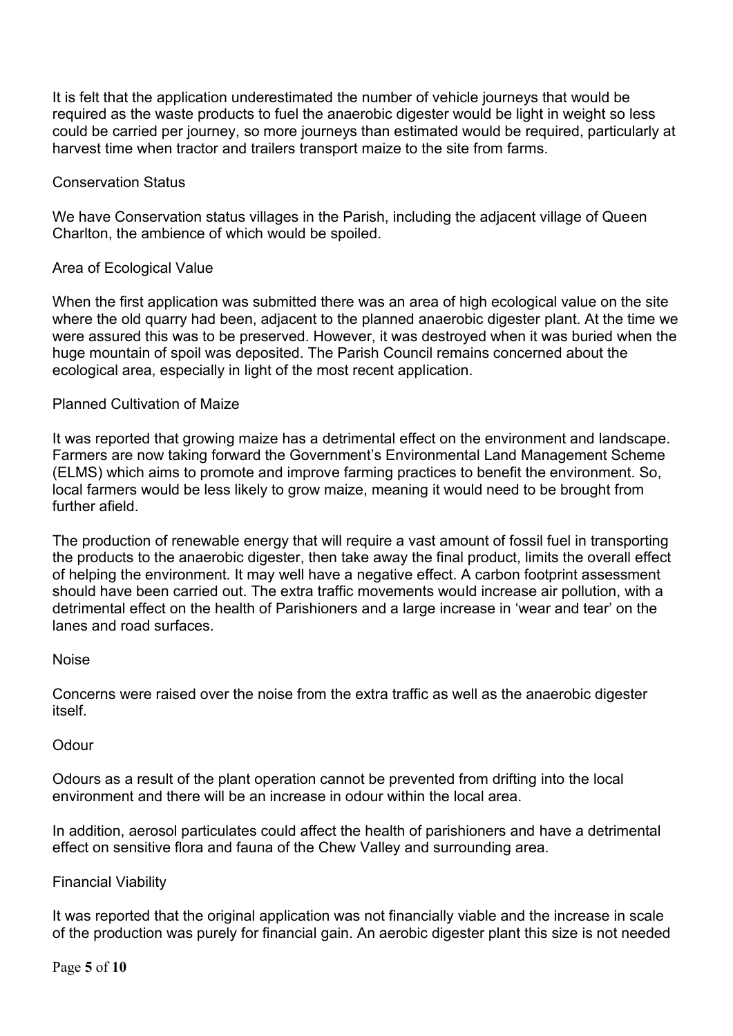It is felt that the application underestimated the number of vehicle journeys that would be required as the waste products to fuel the anaerobic digester would be light in weight so less could be carried per journey, so more journeys than estimated would be required, particularly at harvest time when tractor and trailers transport maize to the site from farms.

### Conservation Status

We have Conservation status villages in the Parish, including the adjacent village of Queen Charlton, the ambience of which would be spoiled.

### Area of Ecological Value

When the first application was submitted there was an area of high ecological value on the site where the old quarry had been, adjacent to the planned anaerobic digester plant. At the time we were assured this was to be preserved. However, it was destroyed when it was buried when the huge mountain of spoil was deposited. The Parish Council remains concerned about the ecological area, especially in light of the most recent application.

### Planned Cultivation of Maize

It was reported that growing maize has a detrimental effect on the environment and landscape. Farmers are now taking forward the Government's Environmental Land Management Scheme (ELMS) which aims to promote and improve farming practices to benefit the environment. So, local farmers would be less likely to grow maize, meaning it would need to be brought from further afield.

The production of renewable energy that will require a vast amount of fossil fuel in transporting the products to the anaerobic digester, then take away the final product, limits the overall effect of helping the environment. It may well have a negative effect. A carbon footprint assessment should have been carried out. The extra traffic movements would increase air pollution, with a detrimental effect on the health of Parishioners and a large increase in 'wear and tear' on the lanes and road surfaces.

### Noise

Concerns were raised over the noise from the extra traffic as well as the anaerobic digester itself.

### Odour

Odours as a result of the plant operation cannot be prevented from drifting into the local environment and there will be an increase in odour within the local area.

In addition, aerosol particulates could affect the health of parishioners and have a detrimental effect on sensitive flora and fauna of the Chew Valley and surrounding area.

### Financial Viability

It was reported that the original application was not financially viable and the increase in scale of the production was purely for financial gain. An aerobic digester plant this size is not needed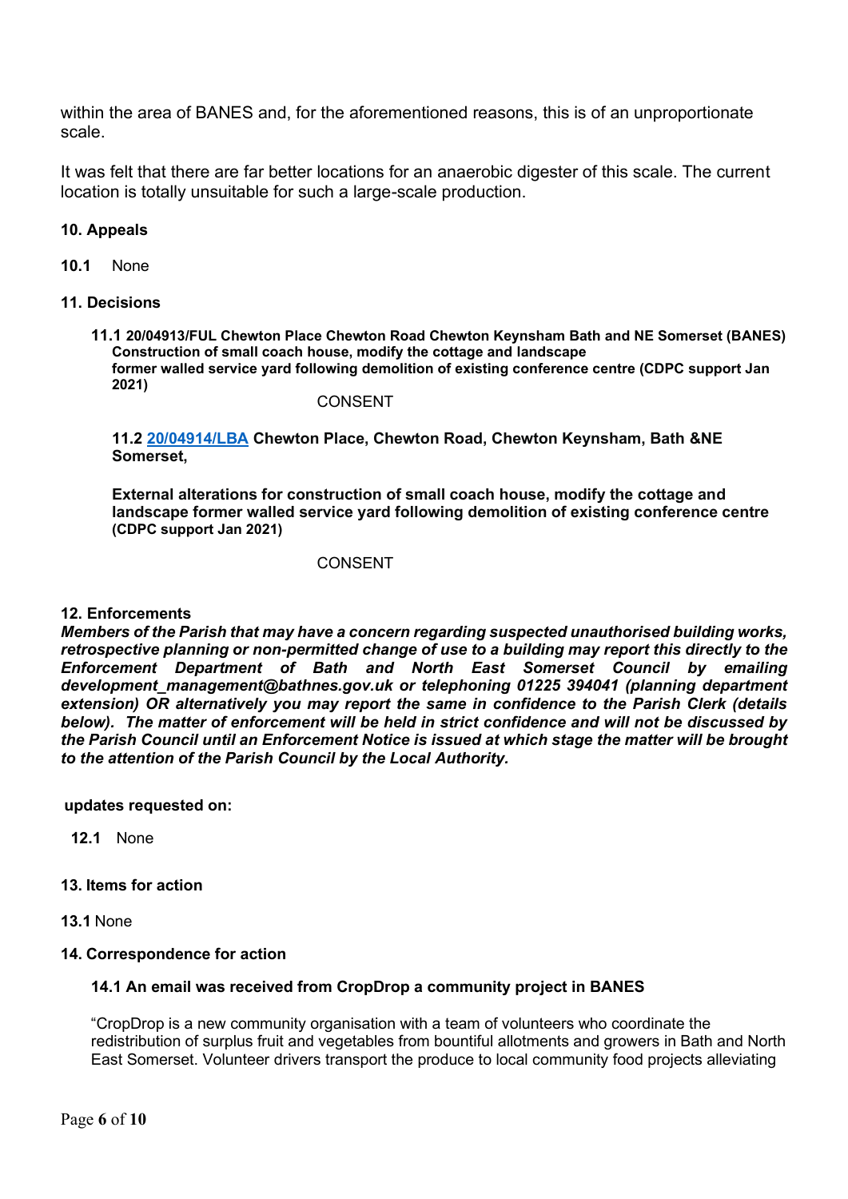within the area of BANES and, for the aforementioned reasons, this is of an unproportionate scale.

It was felt that there are far better locations for an anaerobic digester of this scale. The current location is totally unsuitable for such a large-scale production.

**10. Appeals**

**10.1** None

**11. Decisions**

**11.1 20/04913/FUL Chewton Place Chewton Road Chewton Keynsham Bath and NE Somerset (BANES) Construction of small coach house, modify the cottage and landscape former walled service yard following demolition of existing conference centre (CDPC support Jan 2021)**

CONSENT

**11.2 20/04914/LBA Chewton Place, Chewton Road, Chewton Keynsham, Bath &NE Somerset,**

**External alterations for construction of small coach house, modify the cottage and landscape former walled service yard following demolition of existing conference centre (CDPC support Jan 2021)**

CONSENT

**12. Enforcements**

***Members of the Parish that may have a concern regarding suspected unauthorised building works, retrospective planning or non-permitted change of use to a building may report this directly to the Enforcement Department of Bath and North East Somerset Council by emailing development_management@bathnes.gov.uk or telephoning 01225 394041 (planning department extension) OR alternatively you may report the same in confidence to the Parish Clerk (details below). The matter of enforcement will be held in strict confidence and will not be discussed by the Parish Council until an Enforcement Notice is issued at which stage the matter will be brought to the attention of the Parish Council by the Local Authority.***

**updates requested on:**

**12.1** None

**13. Items for action**

**13.1** None

**14. Correspondence for action**

**14.1 An email was received from CropDrop a community project in BANES**

"CropDrop is a new community organisation with a team of volunteers who coordinate the redistribution of surplus fruit and vegetables from bountiful allotments and growers in Bath and North East Somerset. Volunteer drivers transport the produce to local community food projects alleviating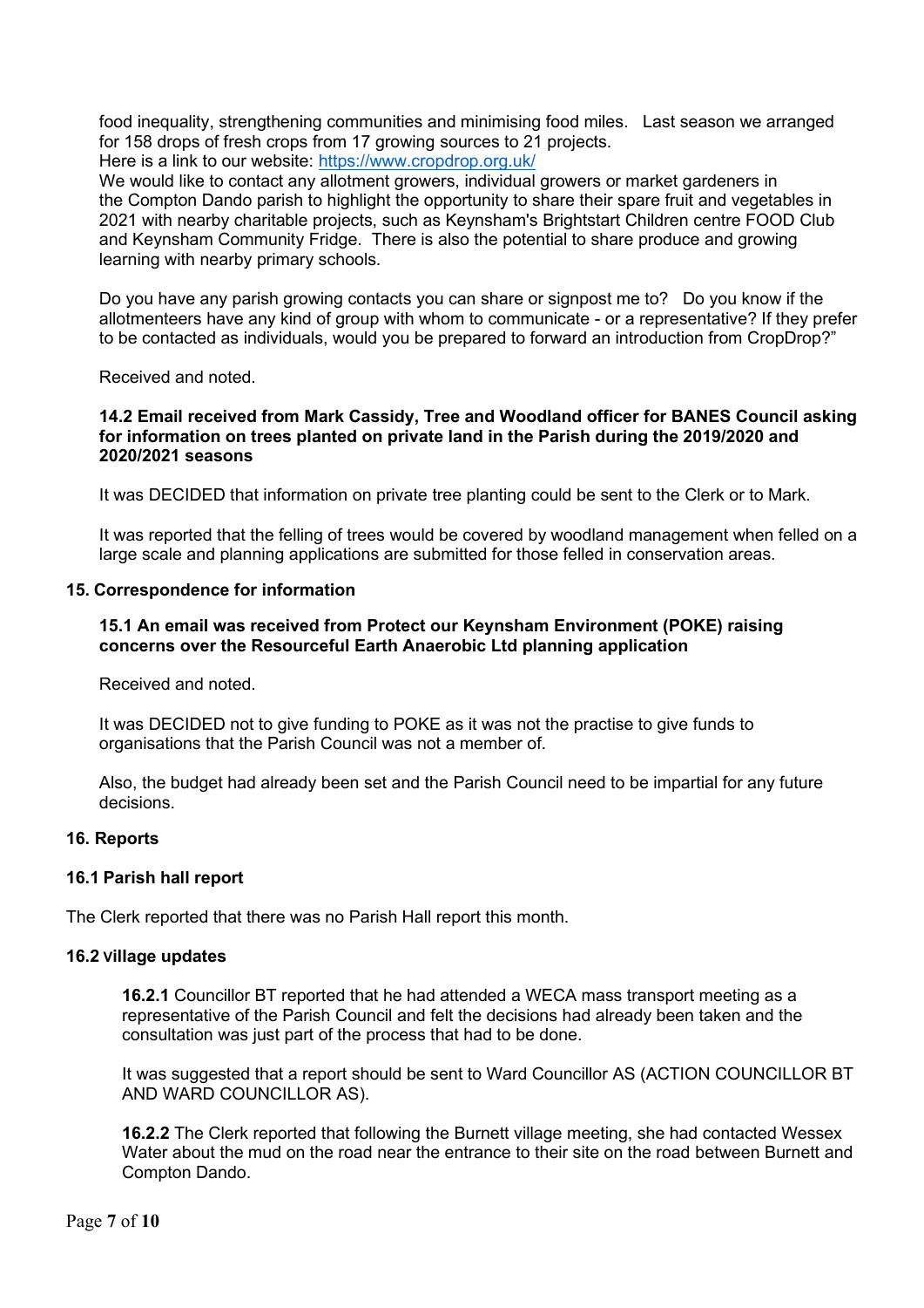food inequality, strengthening communities and minimising food miles. Last season we arranged for 158 drops of fresh crops from 17 growing sources to 21 projects.
Here is a link to our website: [https://www.cropdrop.org.uk/](https://www.cropdrop.org.uk/)
We would like to contact any allotment growers, individual growers or market gardeners in the Compton Dando parish to highlight the opportunity to share their spare fruit and vegetables in 2021 with nearby charitable projects, such as Keynsham's Brightstart Children centre FOOD Club and Keynsham Community Fridge. There is also the potential to share produce and growing learning with nearby primary schools.

Do you have any parish growing contacts you can share or signpost me to? Do you know if the allotmenteers have any kind of group with whom to communicate - or a representative? If they prefer to be contacted as individuals, would you be prepared to forward an introduction from CropDrop?"

Received and noted.

**14.2 Email received from Mark Cassidy, Tree and Woodland officer for BANES Council asking for information on trees planted on private land in the Parish during the 2019/2020 and 2020/2021 seasons**

It was DECIDED that information on private tree planting could be sent to the Clerk or to Mark.

It was reported that the felling of trees would be covered by woodland management when felled on a large scale and planning applications are submitted for those felled in conservation areas.

**15. Correspondence for information**

**15.1 An email was received from Protect our Keynsham Environment (POKE) raising concerns over the Resourceful Earth Anaerobic Ltd planning application**

Received and noted.

It was DECIDED not to give funding to POKE as it was not the practise to give funds to organisations that the Parish Council was not a member of.

Also, the budget had already been set and the Parish Council need to be impartial for any future decisions.

**16. Reports**

**16.1 Parish hall report**

The Clerk reported that there was no Parish Hall report this month.

**16.2 village updates**

**16.2.1** Councillor BT reported that he had attended a WECA mass transport meeting as a representative of the Parish Council and felt the decisions had already been taken and the consultation was just part of the process that had to be done.

It was suggested that a report should be sent to Ward Councillor AS (ACTION COUNCILLOR BT AND WARD COUNCILLOR AS).

**16.2.2** The Clerk reported that following the Burnett village meeting, she had contacted Wessex Water about the mud on the road near the entrance to their site on the road between Burnett and Compton Dando.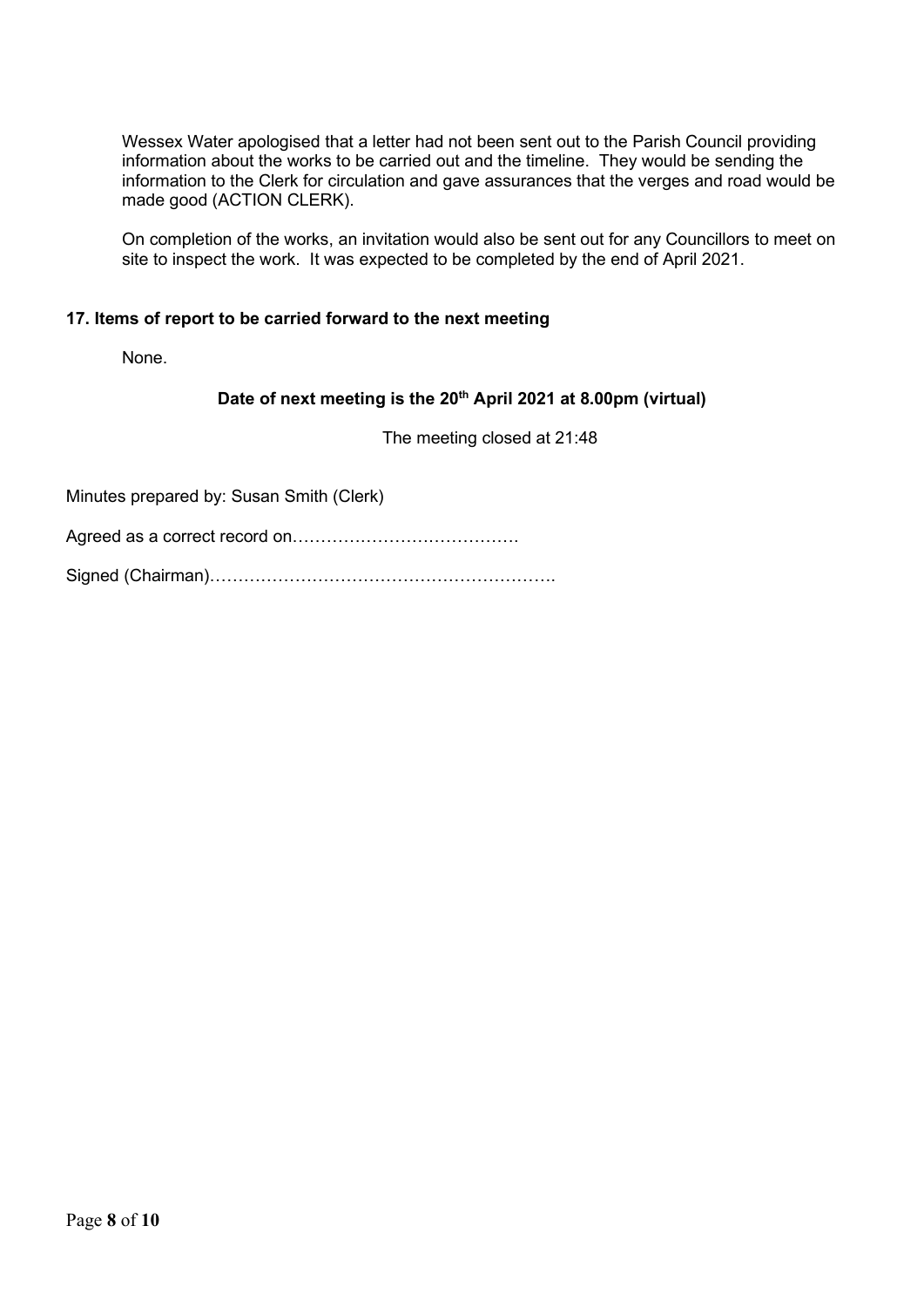Wessex Water apologised that a letter had not been sent out to the Parish Council providing information about the works to be carried out and the timeline. They would be sending the information to the Clerk for circulation and gave assurances that the verges and road would be made good (ACTION CLERK).

On completion of the works, an invitation would also be sent out for any Councillors to meet on site to inspect the work. It was expected to be completed by the end of April 2021.

**17. Items of report to be carried forward to the next meeting**

None.

**Date of next meeting is the 20th April 2021 at 8.00pm (virtual)**

The meeting closed at 21:48

Minutes prepared by: Susan Smith (Clerk)

Agreed as a correct record on………………………………….

Signed (Chairman)…………………………………………………….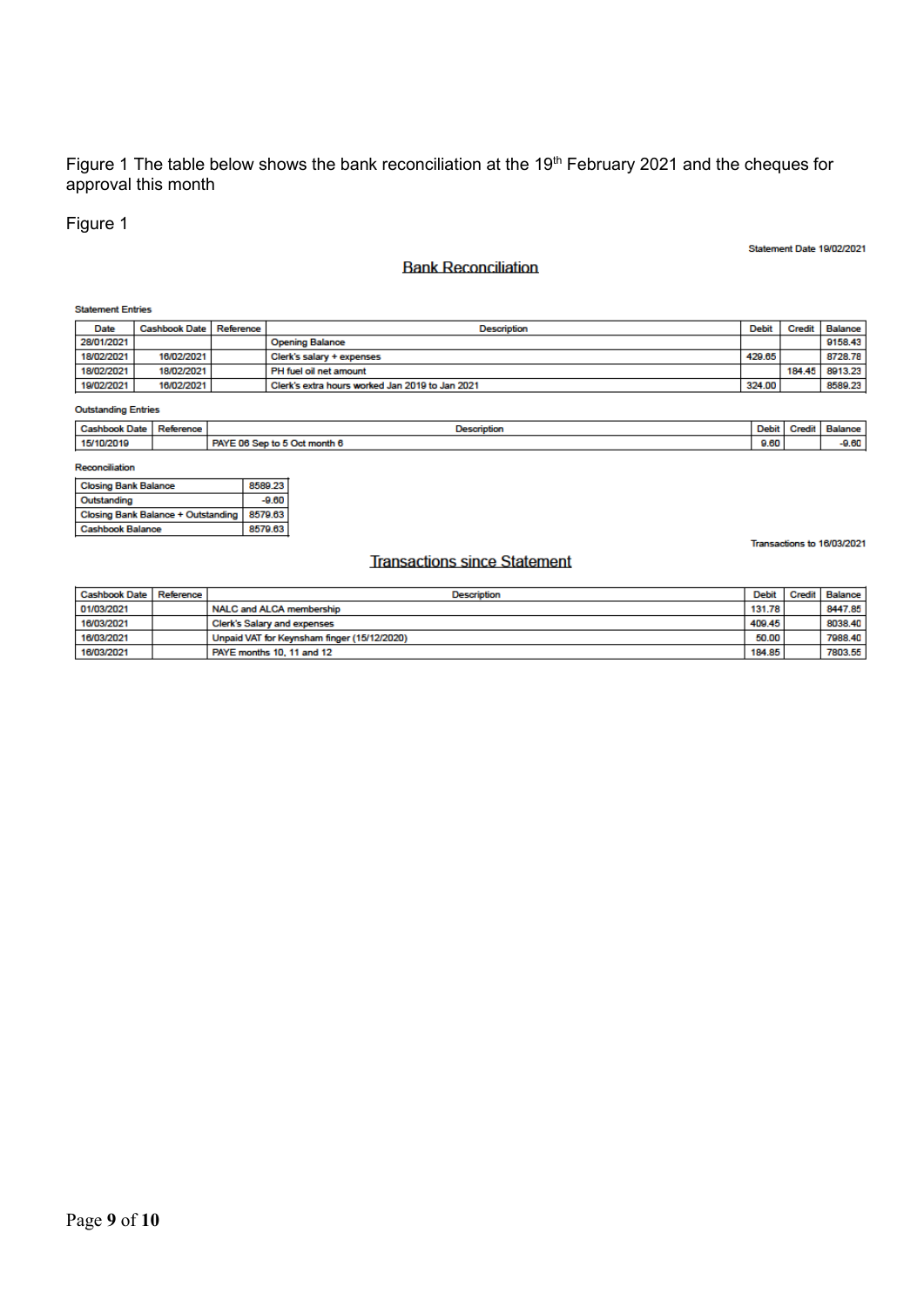Figure 1 The table below shows the bank reconciliation at the 19th February 2021 and the cheques for approval this month

Figure 1

Statement Date 19/02/2021

## Bank Reconciliation

**Statement Entries**

| Date | Cashbook Date | Reference | Description | Debit | Credit | Balance |
|---|---|---|---|---|---|---|
| 28/01/2021 | | | Opening Balance | | | 9158.43 |
| 18/02/2021 | 16/02/2021 | | Clerk's salary + expenses | 429.65 | | 8728.78 |
| 18/02/2021 | 18/02/2021 | | PH fuel oil net amount | | 184.45 | 8913.23 |
| 19/02/2021 | 16/02/2021 | | Clerk's extra hours worked Jan 2019 to Jan 2021 | 324.00 | | 8589.23 |

**Outstanding Entries**

| Cashbook Date | Reference | Description | Debit | Credit | Balance |
|---|---|---|---|---|---|
| 15/10/2019 | | PAYE 06 Sep to 5 Oct month 6 | 9.60 | | -9.60 |

**Reconciliation**

| | |
|---|---|
| Closing Bank Balance | 8589.23 |
| Outstanding | -9.60 |
| Closing Bank Balance + Outstanding | 8579.63 |
| Cashbook Balance | 8579.63 |

Transactions to 16/03/2021

## Transactions since Statement

| Cashbook Date | Reference | Description | Debit | Credit | Balance |
|---|---|---|---|---|---|
| 01/03/2021 | | NALC and ALCA membership | 131.78 | | 8447.85 |
| 16/03/2021 | | Clerk's Salary and expenses | 409.45 | | 8038.40 |
| 16/03/2021 | | Unpaid VAT for Keynsham finger (15/12/2020) | 50.00 | | 7988.40 |
| 16/03/2021 | | PAYE months 10, 11 and 12 | 184.85 | | 7803.55 |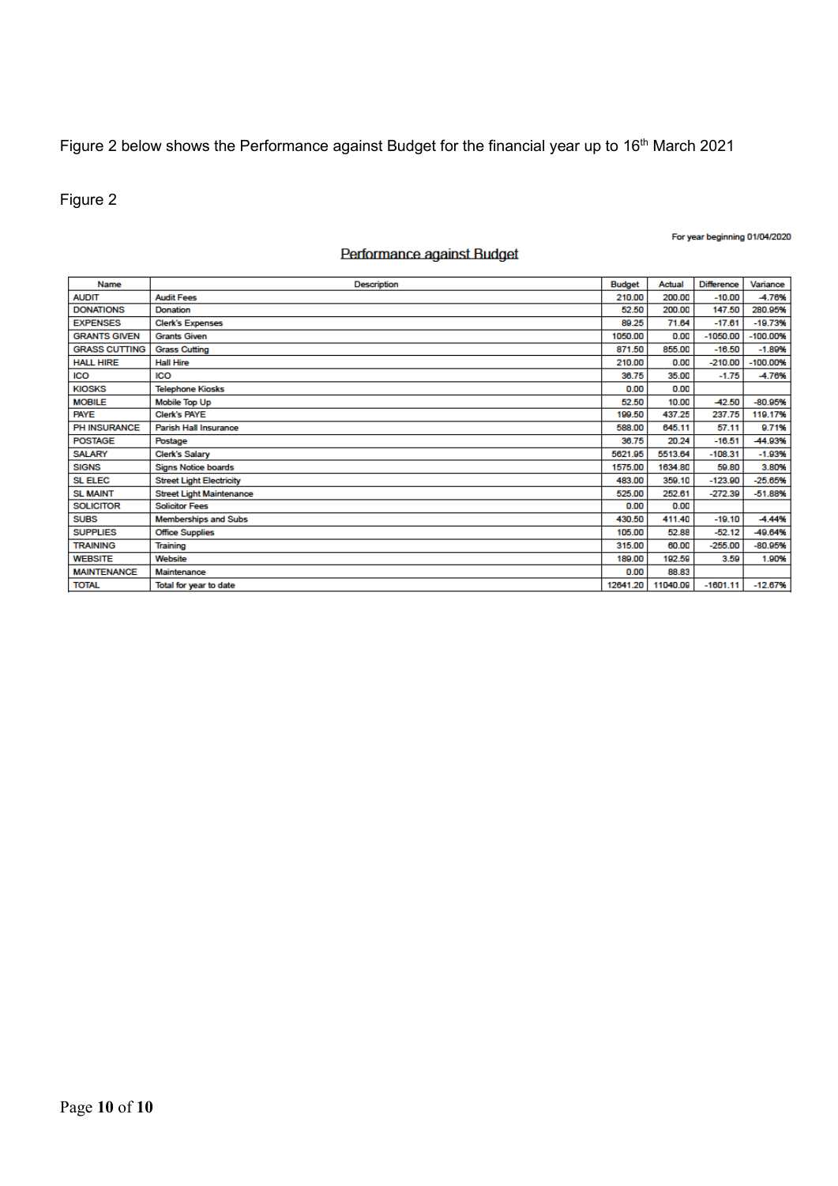Figure 2 below shows the Performance against Budget for the financial year up to 16th March 2021

Figure 2

For year beginning 01/04/2020

## Performance against Budget

| Name | Description | Budget | Actual | Difference | Variance |
|---|---|---|---|---|---|
| AUDIT | Audit Fees | 210.00 | 200.00 | -10.00 | -4.76% |
| DONATIONS | Donation | 52.50 | 200.00 | 147.50 | 280.95% |
| EXPENSES | Clerk's Expenses | 89.25 | 71.64 | -17.61 | -19.73% |
| GRANTS GIVEN | Grants Given | 1050.00 | 0.00 | -1050.00 | -100.00% |
| GRASS CUTTING | Grass Cutting | 871.50 | 855.00 | -16.50 | -1.89% |
| HALL HIRE | Hall Hire | 210.00 | 0.00 | -210.00 | -100.00% |
| ICO | ICO | 36.75 | 35.00 | -1.75 | -4.76% |
| KIOSKS | Telephone Kiosks | 0.00 | 0.00 | | |
| MOBILE | Mobile Top Up | 52.50 | 10.00 | -42.50 | -80.95% |
| PAYE | Clerk's PAYE | 199.50 | 437.25 | 237.75 | 119.17% |
| PH INSURANCE | Parish Hall Insurance | 588.00 | 645.11 | 57.11 | 9.71% |
| POSTAGE | Postage | 36.75 | 20.24 | -16.51 | -44.93% |
| SALARY | Clerk's Salary | 5621.95 | 5513.64 | -108.31 | -1.93% |
| SIGNS | Signs Notice boards | 1575.00 | 1634.80 | 59.80 | 3.80% |
| SL ELEC | Street Light Electricity | 483.00 | 359.10 | -123.90 | -25.65% |
| SL MAINT | Street Light Maintenance | 525.00 | 252.61 | -272.39 | -51.88% |
| SOLICITOR | Solicitor Fees | 0.00 | 0.00 | | |
| SUBS | Memberships and Subs | 430.50 | 411.40 | -19.10 | -4.44% |
| SUPPLIES | Office Supplies | 105.00 | 52.88 | -52.12 | -49.64% |
| TRAINING | Training | 315.00 | 60.00 | -255.00 | -80.95% |
| WEBSITE | Website | 189.00 | 192.59 | 3.59 | 1.90% |
| MAINTENANCE | Maintenance | 0.00 | 88.83 | | |
| TOTAL | Total for year to date | 12641.20 | 11040.09 | -1601.11 | -12.67% |